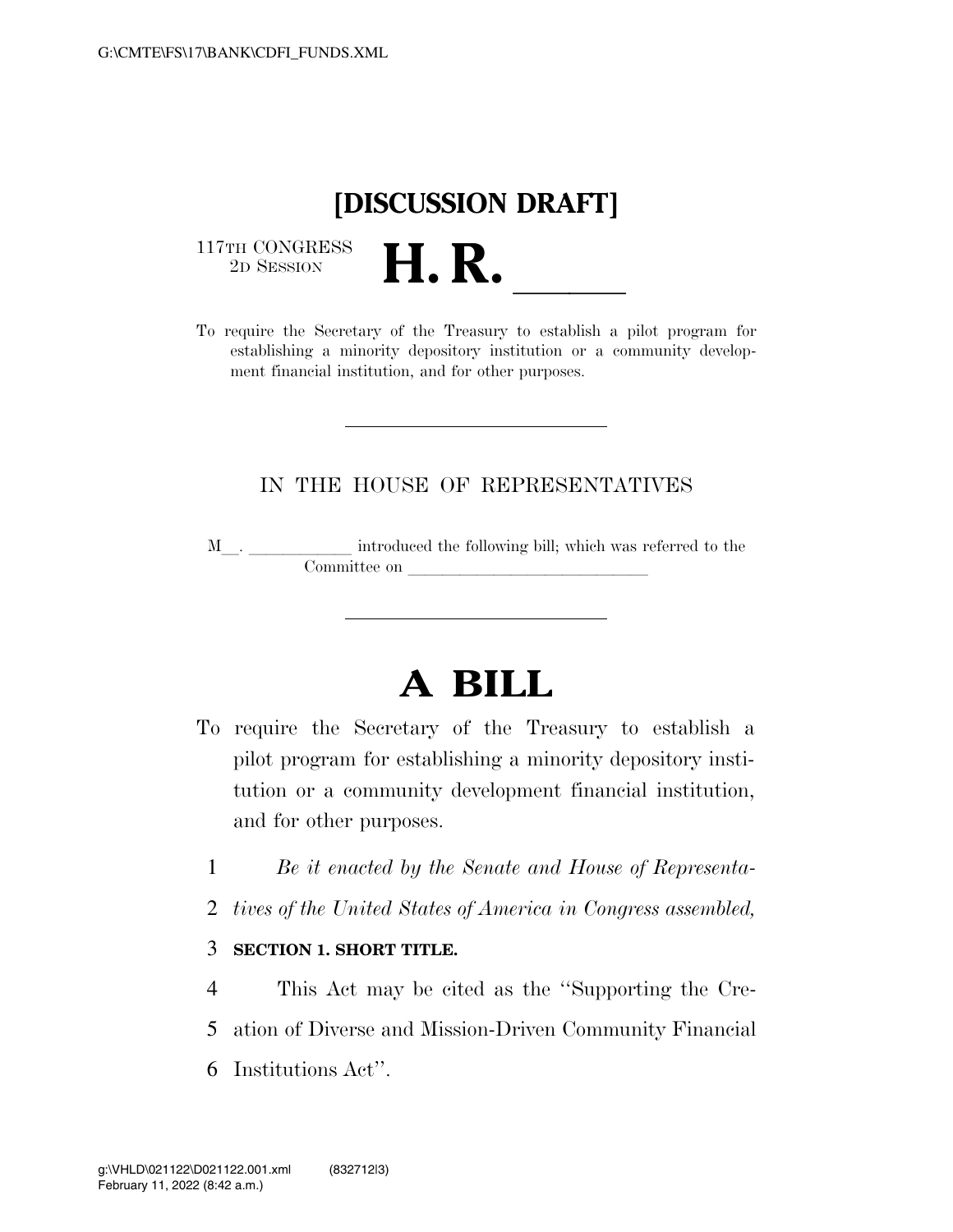**[DISCUSSION DRAFT]**

117TH CONGRESS
2D SESSION

# H. R. ______

To require the Secretary of the Treasury to establish a pilot program for establishing a minority depository institution or a community development financial institution, and for other purposes.

---

IN THE HOUSE OF REPRESENTATIVES

M__. ____________ introduced the following bill; which was referred to the Committee on ____________________________

---

# A BILL

To require the Secretary of the Treasury to establish a pilot program for establishing a minority depository institution or a community development financial institution, and for other purposes.

*Be it enacted by the Senate and House of Representatives of the United States of America in Congress assembled,*

**SECTION 1. SHORT TITLE.**

This Act may be cited as the "Supporting the Creation of Diverse and Mission-Driven Community Financial Institutions Act".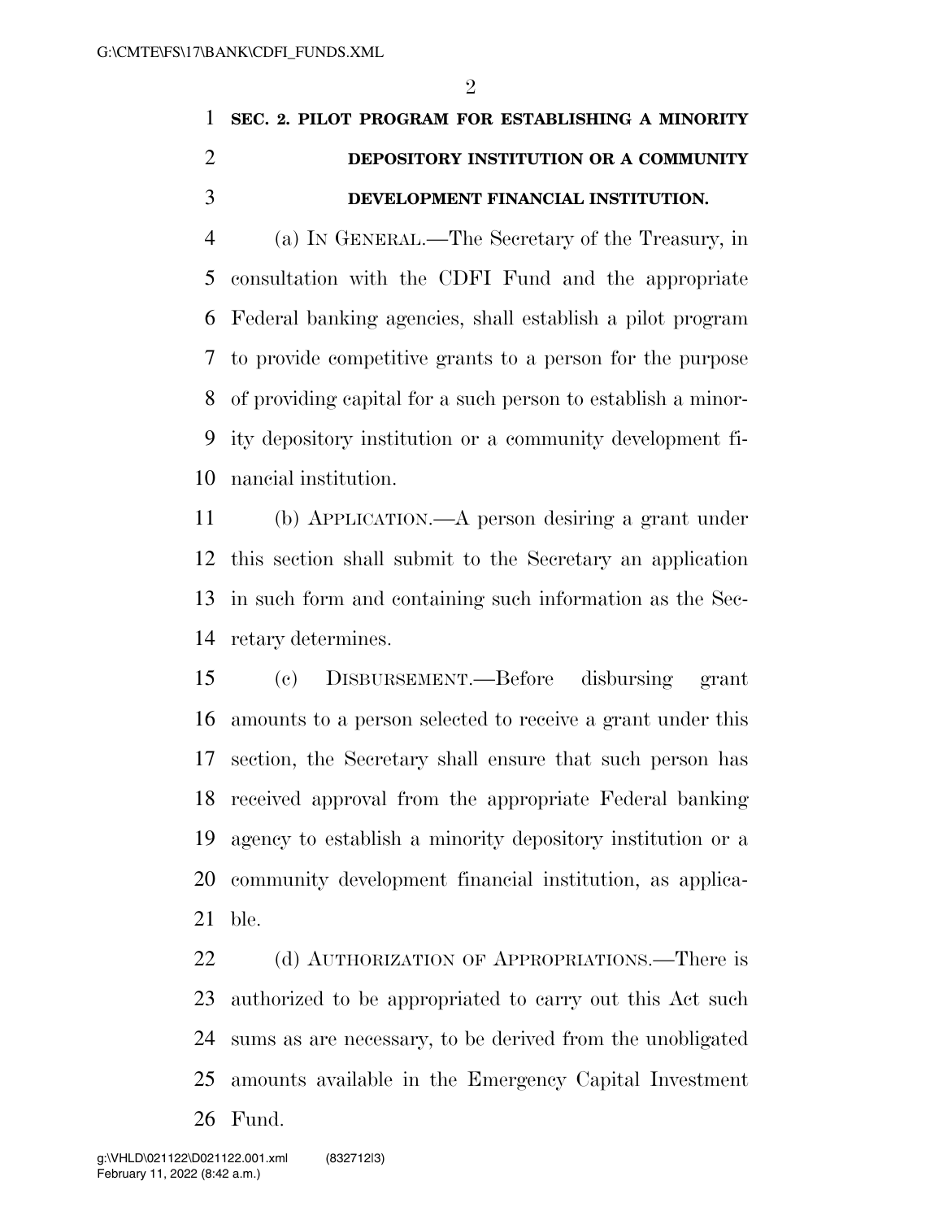## SEC. 2. PILOT PROGRAM FOR ESTABLISHING A MINORITY DEPOSITORY INSTITUTION OR A COMMUNITY DEVELOPMENT FINANCIAL INSTITUTION.

(a) IN GENERAL.—The Secretary of the Treasury, in consultation with the CDFI Fund and the appropriate Federal banking agencies, shall establish a pilot program to provide competitive grants to a person for the purpose of providing capital for a such person to establish a minority depository institution or a community development financial institution.

(b) APPLICATION.—A person desiring a grant under this section shall submit to the Secretary an application in such form and containing such information as the Secretary determines.

(c) DISBURSEMENT.—Before disbursing grant amounts to a person selected to receive a grant under this section, the Secretary shall ensure that such person has received approval from the appropriate Federal banking agency to establish a minority depository institution or a community development financial institution, as applicable.

(d) AUTHORIZATION OF APPROPRIATIONS.—There is authorized to be appropriated to carry out this Act such sums as are necessary, to be derived from the unobligated amounts available in the Emergency Capital Investment Fund.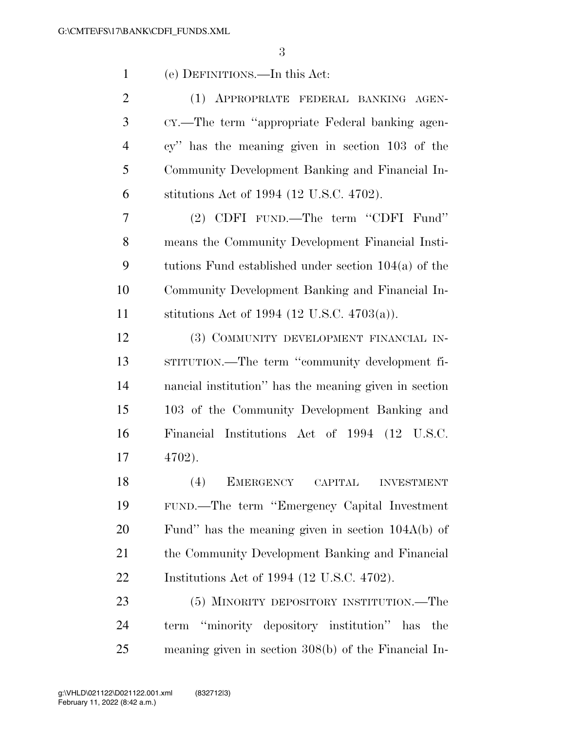(e) DEFINITIONS.—In this Act:

(1) APPROPRIATE FEDERAL BANKING AGENCY.—The term ''appropriate Federal banking agency'' has the meaning given in section 103 of the Community Development Banking and Financial Institutions Act of 1994 (12 U.S.C. 4702).

(2) CDFI FUND.—The term ''CDFI Fund'' means the Community Development Financial Institutions Fund established under section 104(a) of the Community Development Banking and Financial Institutions Act of 1994 (12 U.S.C. 4703(a)).

(3) COMMUNITY DEVELOPMENT FINANCIAL INSTITUTION.—The term ''community development financial institution'' has the meaning given in section 103 of the Community Development Banking and Financial Institutions Act of 1994 (12 U.S.C. 4702).

(4) EMERGENCY CAPITAL INVESTMENT FUND.—The term ''Emergency Capital Investment Fund'' has the meaning given in section 104A(b) of the Community Development Banking and Financial Institutions Act of 1994 (12 U.S.C. 4702).

(5) MINORITY DEPOSITORY INSTITUTION.—The term ''minority depository institution'' has the meaning given in section 308(b) of the Financial In-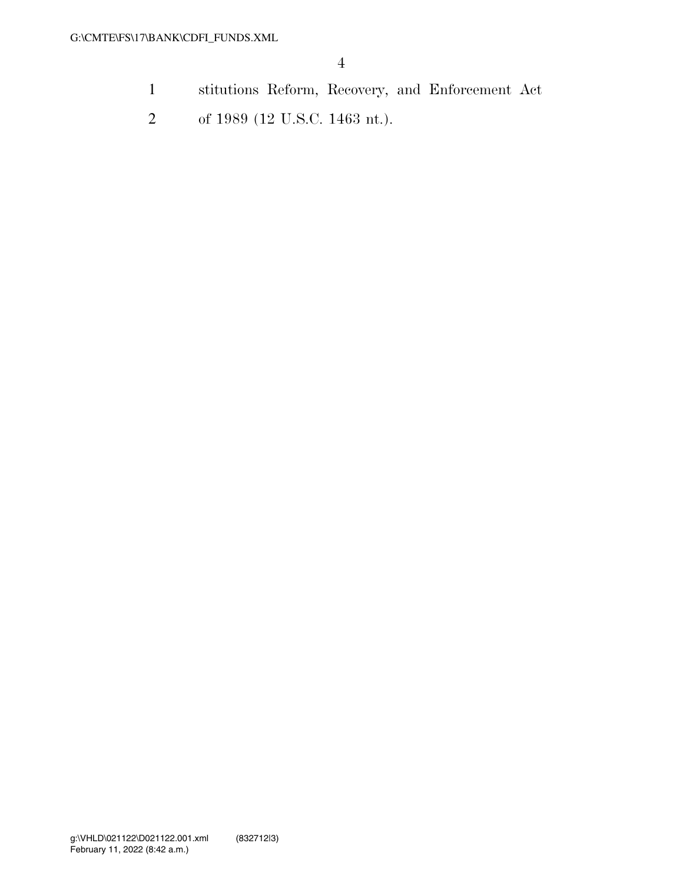stitutions Reform, Recovery, and Enforcement Act of 1989 (12 U.S.C. 1463 nt.).